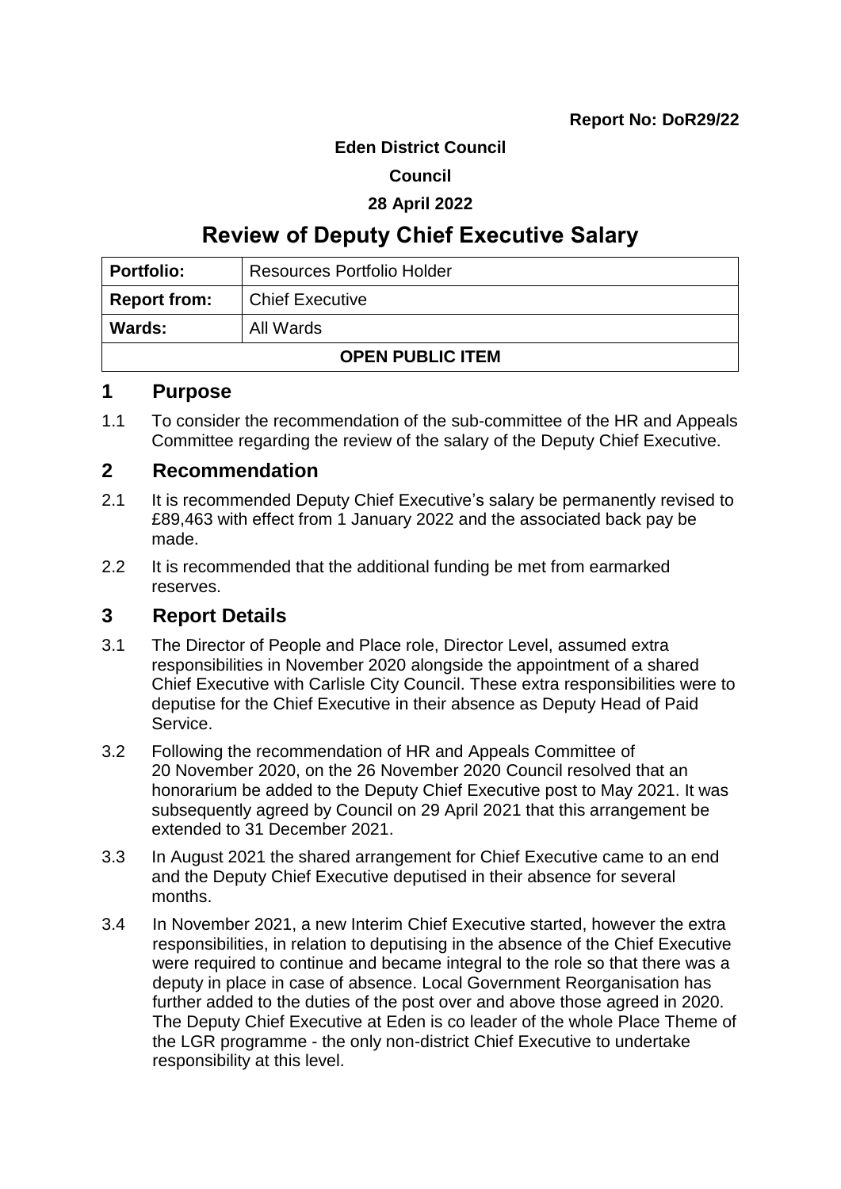**Report No: DoR29/22**

**Eden District Council**

**Council**

**28 April 2022**

# Review of Deputy Chief Executive Salary

| **Portfolio:** | Resources Portfolio Holder |
|---|---|
| **Report from:** | Chief Executive |
| **Wards:** | All Wards |
| **OPEN PUBLIC ITEM** | |

## 1 Purpose

1.1 To consider the recommendation of the sub-committee of the HR and Appeals Committee regarding the review of the salary of the Deputy Chief Executive.

## 2 Recommendation

2.1 It is recommended Deputy Chief Executive's salary be permanently revised to £89,463 with effect from 1 January 2022 and the associated back pay be made.

2.2 It is recommended that the additional funding be met from earmarked reserves.

## 3 Report Details

3.1 The Director of People and Place role, Director Level, assumed extra responsibilities in November 2020 alongside the appointment of a shared Chief Executive with Carlisle City Council. These extra responsibilities were to deputise for the Chief Executive in their absence as Deputy Head of Paid Service.

3.2 Following the recommendation of HR and Appeals Committee of 20 November 2020, on the 26 November 2020 Council resolved that an honorarium be added to the Deputy Chief Executive post to May 2021. It was subsequently agreed by Council on 29 April 2021 that this arrangement be extended to 31 December 2021.

3.3 In August 2021 the shared arrangement for Chief Executive came to an end and the Deputy Chief Executive deputised in their absence for several months.

3.4 In November 2021, a new Interim Chief Executive started, however the extra responsibilities, in relation to deputising in the absence of the Chief Executive were required to continue and became integral to the role so that there was a deputy in place in case of absence. Local Government Reorganisation has further added to the duties of the post over and above those agreed in 2020. The Deputy Chief Executive at Eden is co leader of the whole Place Theme of the LGR programme - the only non-district Chief Executive to undertake responsibility at this level.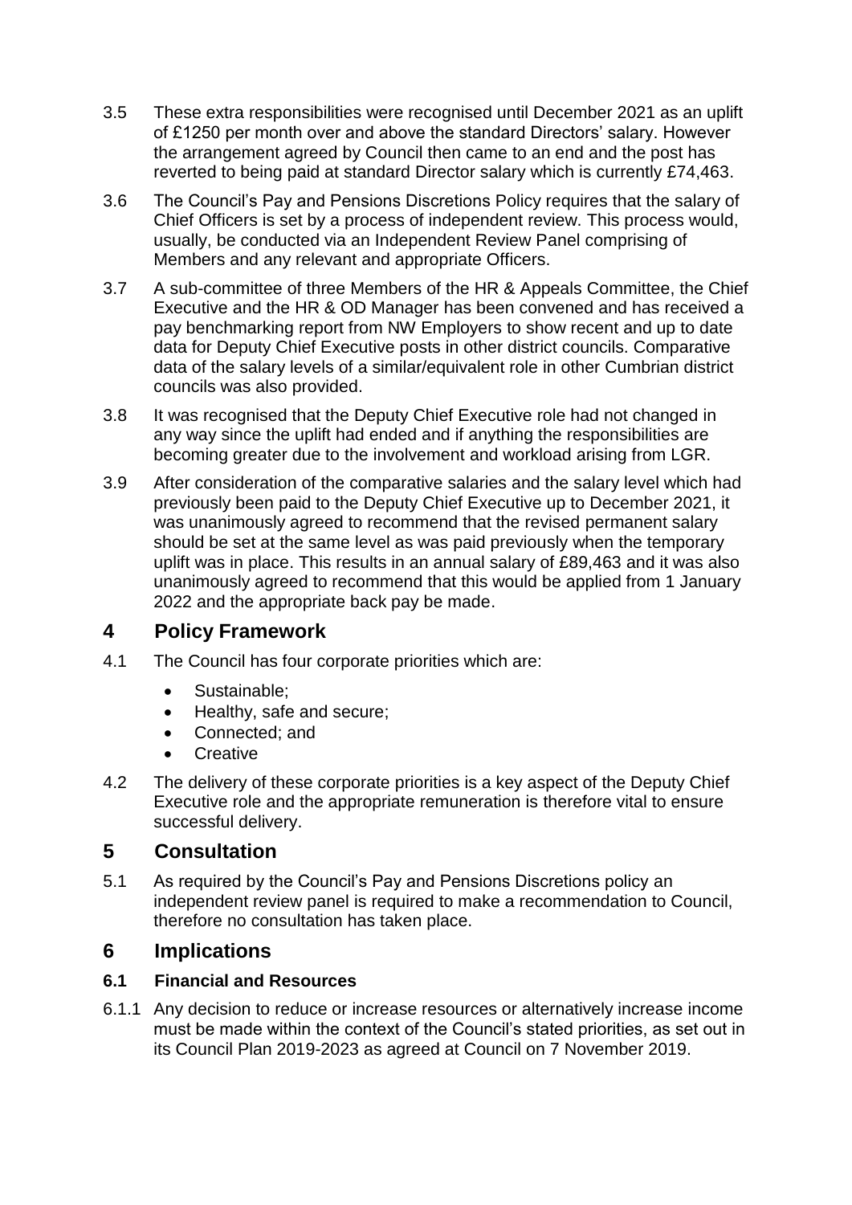3.5 These extra responsibilities were recognised until December 2021 as an uplift of £1250 per month over and above the standard Directors' salary. However the arrangement agreed by Council then came to an end and the post has reverted to being paid at standard Director salary which is currently £74,463.

3.6 The Council's Pay and Pensions Discretions Policy requires that the salary of Chief Officers is set by a process of independent review. This process would, usually, be conducted via an Independent Review Panel comprising of Members and any relevant and appropriate Officers.

3.7 A sub-committee of three Members of the HR & Appeals Committee, the Chief Executive and the HR & OD Manager has been convened and has received a pay benchmarking report from NW Employers to show recent and up to date data for Deputy Chief Executive posts in other district councils. Comparative data of the salary levels of a similar/equivalent role in other Cumbrian district councils was also provided.

3.8 It was recognised that the Deputy Chief Executive role had not changed in any way since the uplift had ended and if anything the responsibilities are becoming greater due to the involvement and workload arising from LGR.

3.9 After consideration of the comparative salaries and the salary level which had previously been paid to the Deputy Chief Executive up to December 2021, it was unanimously agreed to recommend that the revised permanent salary should be set at the same level as was paid previously when the temporary uplift was in place. This results in an annual salary of £89,463 and it was also unanimously agreed to recommend that this would be applied from 1 January 2022 and the appropriate back pay be made.

## 4 Policy Framework

4.1 The Council has four corporate priorities which are:

- Sustainable;
- Healthy, safe and secure;
- Connected; and
- Creative

4.2 The delivery of these corporate priorities is a key aspect of the Deputy Chief Executive role and the appropriate remuneration is therefore vital to ensure successful delivery.

## 5 Consultation

5.1 As required by the Council's Pay and Pensions Discretions policy an independent review panel is required to make a recommendation to Council, therefore no consultation has taken place.

## 6 Implications

### 6.1 Financial and Resources

6.1.1 Any decision to reduce or increase resources or alternatively increase income must be made within the context of the Council's stated priorities, as set out in its Council Plan 2019-2023 as agreed at Council on 7 November 2019.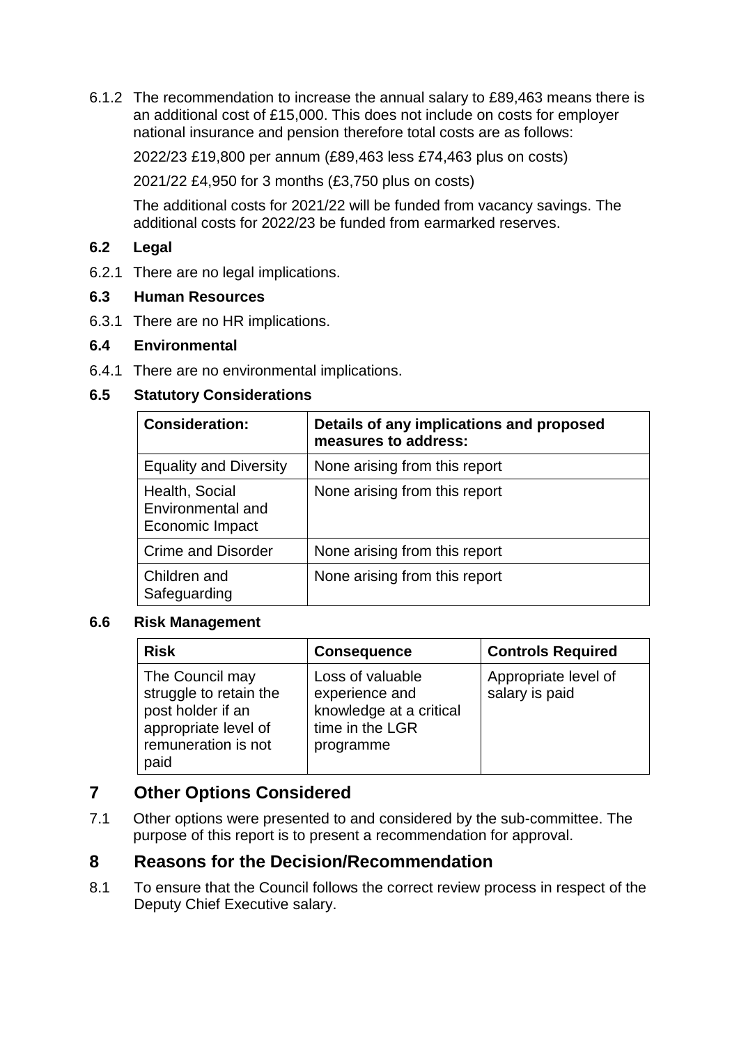6.1.2 The recommendation to increase the annual salary to £89,463 means there is an additional cost of £15,000. This does not include on costs for employer national insurance and pension therefore total costs are as follows:

2022/23 £19,800 per annum (£89,463 less £74,463 plus on costs)

2021/22 £4,950 for 3 months (£3,750 plus on costs)

The additional costs for 2021/22 will be funded from vacancy savings. The additional costs for 2022/23 be funded from earmarked reserves.

### 6.2 Legal

6.2.1 There are no legal implications.

### 6.3 Human Resources

6.3.1 There are no HR implications.

### 6.4 Environmental

6.4.1 There are no environmental implications.

### 6.5 Statutory Considerations

| Consideration: | Details of any implications and proposed measures to address: |
|---|---|
| Equality and Diversity | None arising from this report |
| Health, Social Environmental and Economic Impact | None arising from this report |
| Crime and Disorder | None arising from this report |
| Children and Safeguarding | None arising from this report |

### 6.6 Risk Management

| Risk | Consequence | Controls Required |
|---|---|---|
| The Council may struggle to retain the post holder if an appropriate level of remuneration is not paid | Loss of valuable experience and knowledge at a critical time in the LGR programme | Appropriate level of salary is paid |

## 7 Other Options Considered

7.1 Other options were presented to and considered by the sub-committee. The purpose of this report is to present a recommendation for approval.

## 8 Reasons for the Decision/Recommendation

8.1 To ensure that the Council follows the correct review process in respect of the Deputy Chief Executive salary.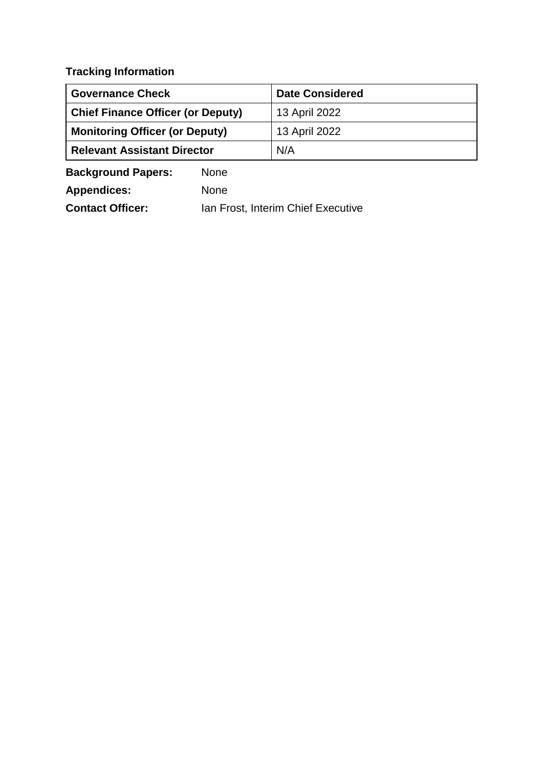**Tracking Information**

| Governance Check | Date Considered |
|---|---|
| **Chief Finance Officer (or Deputy)** | 13 April 2022 |
| **Monitoring Officer (or Deputy)** | 13 April 2022 |
| **Relevant Assistant Director** | N/A |

**Background Papers:** None

**Appendices:** None

**Contact Officer:** Ian Frost, Interim Chief Executive